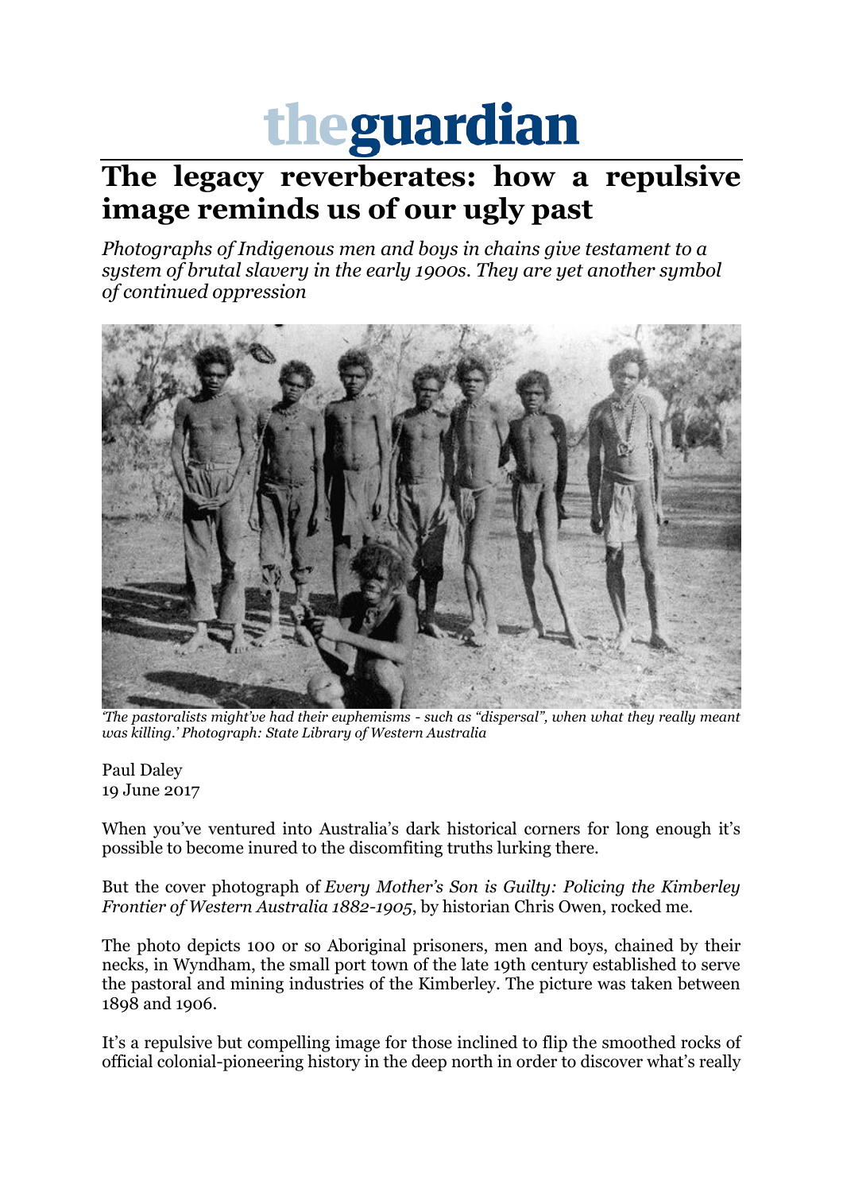# theguardian

# The legacy reverberates: how a repulsive image reminds us of our ugly past

*Photographs of Indigenous men and boys in chains give testament to a system of brutal slavery in the early 1900s. They are yet another symbol of continued oppression*

*'The pastoralists might've had their euphemisms - such as "dispersal", when what they really meant was killing.' Photograph: State Library of Western Australia*

Paul Daley
19 June 2017

When you've ventured into Australia's dark historical corners for long enough it's possible to become inured to the discomfiting truths lurking there.

But the cover photograph of *Every Mother's Son is Guilty: Policing the Kimberley Frontier of Western Australia 1882-1905*, by historian Chris Owen, rocked me.

The photo depicts 100 or so Aboriginal prisoners, men and boys, chained by their necks, in Wyndham, the small port town of the late 19th century established to serve the pastoral and mining industries of the Kimberley. The picture was taken between 1898 and 1906.

It's a repulsive but compelling image for those inclined to flip the smoothed rocks of official colonial-pioneering history in the deep north in order to discover what's really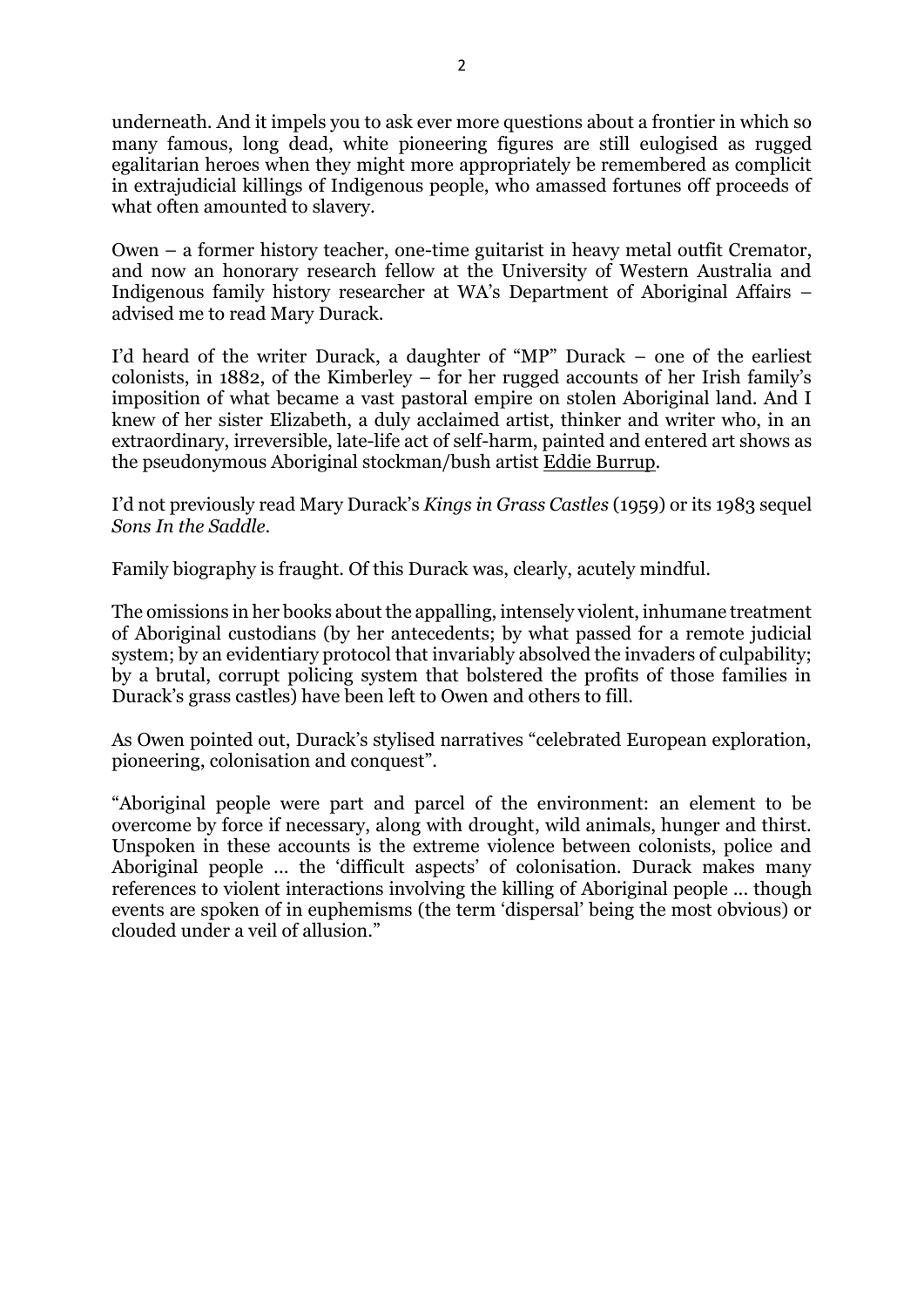underneath. And it impels you to ask ever more questions about a frontier in which so many famous, long dead, white pioneering figures are still eulogised as rugged egalitarian heroes when they might more appropriately be remembered as complicit in extrajudicial killings of Indigenous people, who amassed fortunes off proceeds of what often amounted to slavery.

Owen – a former history teacher, one-time guitarist in heavy metal outfit Cremator, and now an honorary research fellow at the University of Western Australia and Indigenous family history researcher at WA's Department of Aboriginal Affairs – advised me to read Mary Durack.

I'd heard of the writer Durack, a daughter of "MP" Durack – one of the earliest colonists, in 1882, of the Kimberley – for her rugged accounts of her Irish family's imposition of what became a vast pastoral empire on stolen Aboriginal land. And I knew of her sister Elizabeth, a duly acclaimed artist, thinker and writer who, in an extraordinary, irreversible, late-life act of self-harm, painted and entered art shows as the pseudonymous Aboriginal stockman/bush artist Eddie Burrup.

I'd not previously read Mary Durack's *Kings in Grass Castles* (1959) or its 1983 sequel *Sons In the Saddle*.

Family biography is fraught. Of this Durack was, clearly, acutely mindful.

The omissions in her books about the appalling, intensely violent, inhumane treatment of Aboriginal custodians (by her antecedents; by what passed for a remote judicial system; by an evidentiary protocol that invariably absolved the invaders of culpability; by a brutal, corrupt policing system that bolstered the profits of those families in Durack's grass castles) have been left to Owen and others to fill.

As Owen pointed out, Durack's stylised narratives "celebrated European exploration, pioneering, colonisation and conquest".

"Aboriginal people were part and parcel of the environment: an element to be overcome by force if necessary, along with drought, wild animals, hunger and thirst. Unspoken in these accounts is the extreme violence between colonists, police and Aboriginal people … the 'difficult aspects' of colonisation. Durack makes many references to violent interactions involving the killing of Aboriginal people … though events are spoken of in euphemisms (the term 'dispersal' being the most obvious) or clouded under a veil of allusion."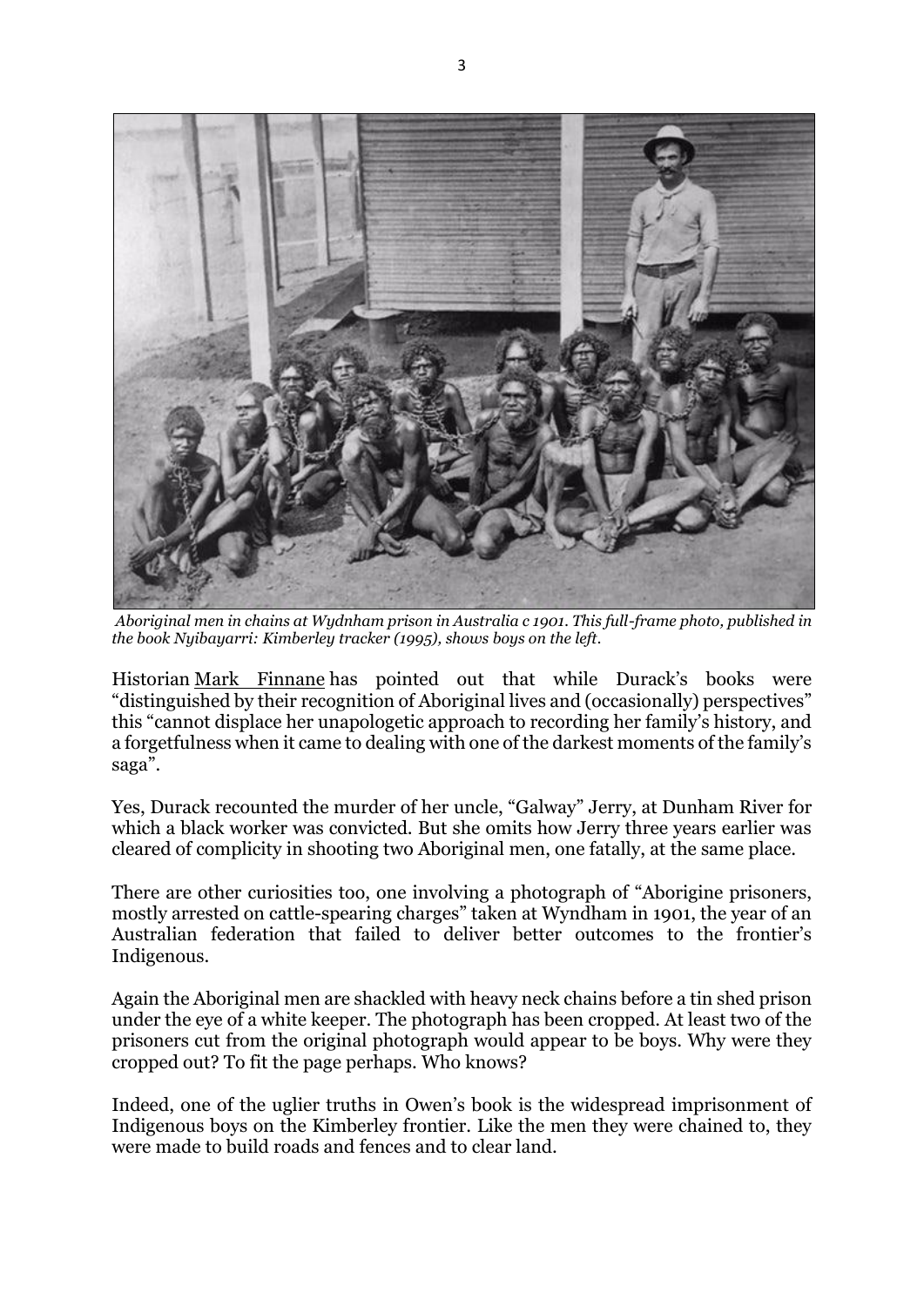*Aboriginal men in chains at Wydnham prison in Australia c 1901. This full-frame photo, published in the book Nyibayarri: Kimberley tracker (1995), shows boys on the left.*

Historian Mark Finnane has pointed out that while Durack's books were "distinguished by their recognition of Aboriginal lives and (occasionally) perspectives" this "cannot displace her unapologetic approach to recording her family's history, and a forgetfulness when it came to dealing with one of the darkest moments of the family's saga".

Yes, Durack recounted the murder of her uncle, "Galway" Jerry, at Dunham River for which a black worker was convicted. But she omits how Jerry three years earlier was cleared of complicity in shooting two Aboriginal men, one fatally, at the same place.

There are other curiosities too, one involving a photograph of "Aborigine prisoners, mostly arrested on cattle-spearing charges" taken at Wyndham in 1901, the year of an Australian federation that failed to deliver better outcomes to the frontier's Indigenous.

Again the Aboriginal men are shackled with heavy neck chains before a tin shed prison under the eye of a white keeper. The photograph has been cropped. At least two of the prisoners cut from the original photograph would appear to be boys. Why were they cropped out? To fit the page perhaps. Who knows?

Indeed, one of the uglier truths in Owen's book is the widespread imprisonment of Indigenous boys on the Kimberley frontier. Like the men they were chained to, they were made to build roads and fences and to clear land.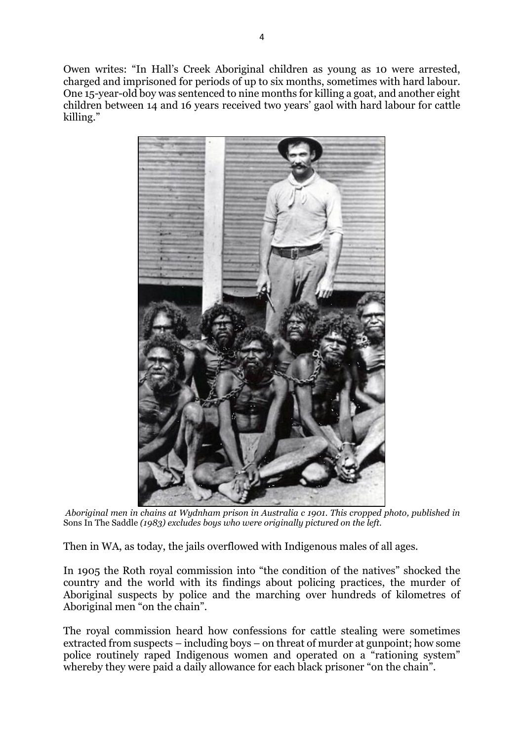Owen writes: "In Hall's Creek Aboriginal children as young as 10 were arrested, charged and imprisoned for periods of up to six months, sometimes with hard labour. One 15-year-old boy was sentenced to nine months for killing a goat, and another eight children between 14 and 16 years received two years' gaol with hard labour for cattle killing."

*Aboriginal men in chains at Wydnham prison in Australia c 1901. This cropped photo, published in* Sons In The Saddle *(1983) excludes boys who were originally pictured on the left.*

Then in WA, as today, the jails overflowed with Indigenous males of all ages.

In 1905 the Roth royal commission into "the condition of the natives" shocked the country and the world with its findings about policing practices, the murder of Aboriginal suspects by police and the marching over hundreds of kilometres of Aboriginal men "on the chain".

The royal commission heard how confessions for cattle stealing were sometimes extracted from suspects – including boys – on threat of murder at gunpoint; how some police routinely raped Indigenous women and operated on a "rationing system" whereby they were paid a daily allowance for each black prisoner "on the chain".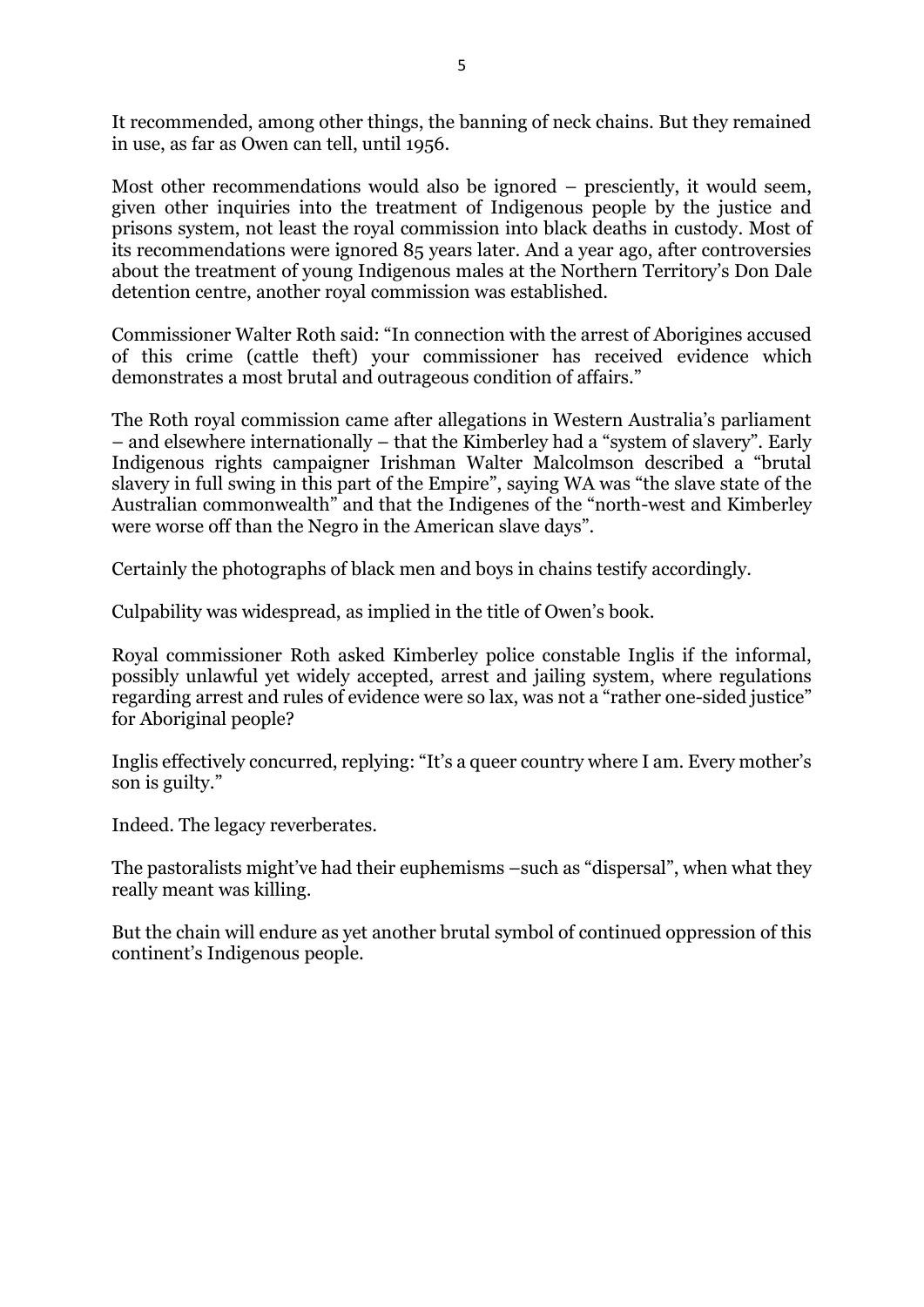It recommended, among other things, the banning of neck chains. But they remained in use, as far as Owen can tell, until 1956.

Most other recommendations would also be ignored – presciently, it would seem, given other inquiries into the treatment of Indigenous people by the justice and prisons system, not least the royal commission into black deaths in custody. Most of its recommendations were ignored 85 years later. And a year ago, after controversies about the treatment of young Indigenous males at the Northern Territory's Don Dale detention centre, another royal commission was established.

Commissioner Walter Roth said: "In connection with the arrest of Aborigines accused of this crime (cattle theft) your commissioner has received evidence which demonstrates a most brutal and outrageous condition of affairs."

The Roth royal commission came after allegations in Western Australia's parliament – and elsewhere internationally – that the Kimberley had a "system of slavery". Early Indigenous rights campaigner Irishman Walter Malcolmson described a "brutal slavery in full swing in this part of the Empire", saying WA was "the slave state of the Australian commonwealth" and that the Indigenes of the "north-west and Kimberley were worse off than the Negro in the American slave days".

Certainly the photographs of black men and boys in chains testify accordingly.

Culpability was widespread, as implied in the title of Owen's book.

Royal commissioner Roth asked Kimberley police constable Inglis if the informal, possibly unlawful yet widely accepted, arrest and jailing system, where regulations regarding arrest and rules of evidence were so lax, was not a "rather one-sided justice" for Aboriginal people?

Inglis effectively concurred, replying: "It's a queer country where I am. Every mother's son is guilty."

Indeed. The legacy reverberates.

The pastoralists might've had their euphemisms –such as "dispersal", when what they really meant was killing.

But the chain will endure as yet another brutal symbol of continued oppression of this continent's Indigenous people.